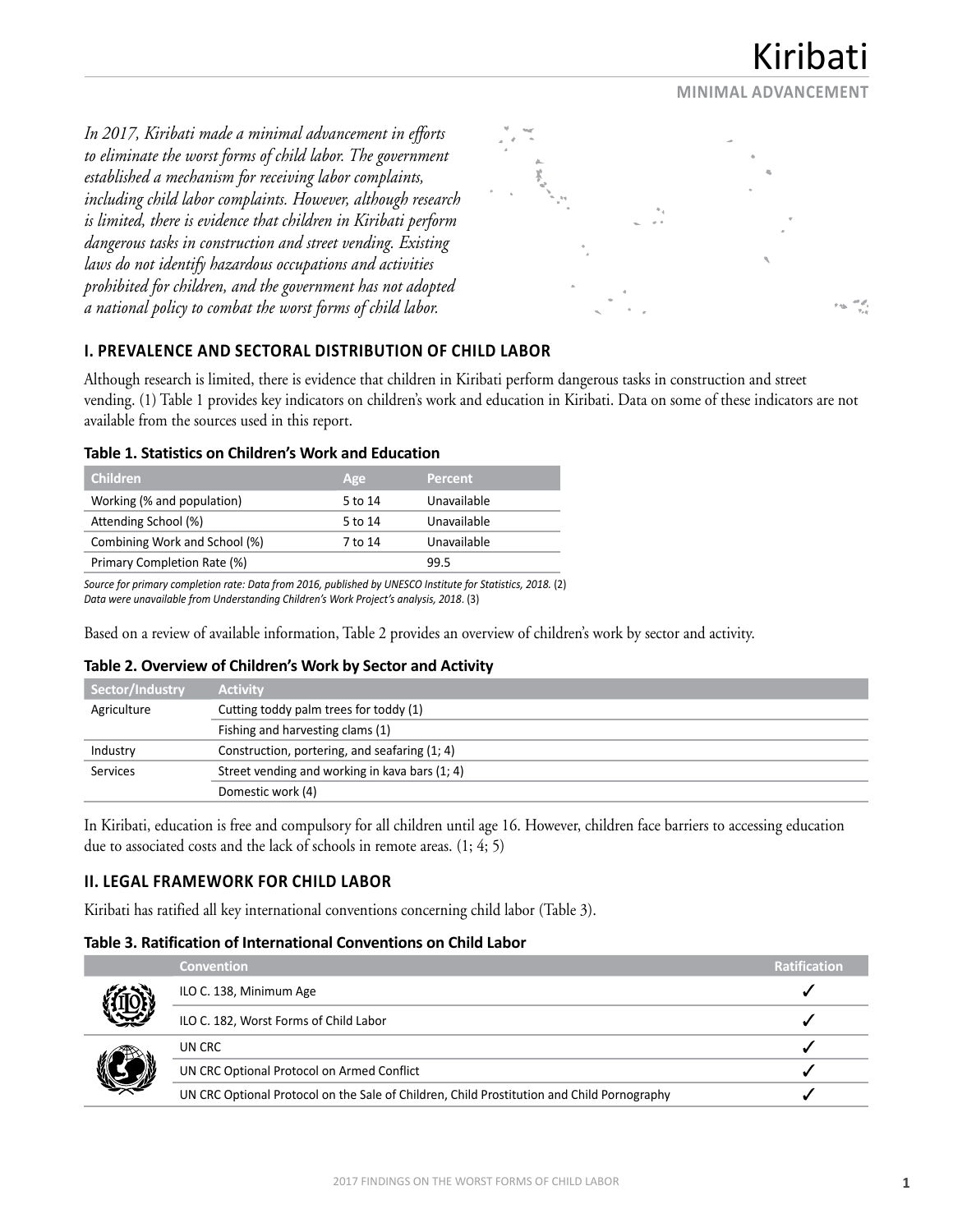# Kiribati

**MINIMAL ADVANCEMENT**

*In 2017, Kiribati made a minimal advancement in efforts to eliminate the worst forms of child labor. The government established a mechanism for receiving labor complaints, including child labor complaints. However, although research is limited, there is evidence that children in Kiribati perform dangerous tasks in construction and street vending. Existing laws do not identify hazardous occupations and activities prohibited for children, and the government has not adopted a national policy to combat the worst forms of child labor.*

## I. PREVALENCE AND SECTORAL DISTRIBUTION OF CHILD LABOR

Although research is limited, there is evidence that children in Kiribati perform dangerous tasks in construction and street vending. (1) Table 1 provides key indicators on children's work and education in Kiribati. Data on some of these indicators are not available from the sources used in this report.

**Table 1. Statistics on Children's Work and Education**

| Children | Age | Percent |
|---|---|---|
| Working (% and population) | 5 to 14 | Unavailable |
| Attending School (%) | 5 to 14 | Unavailable |
| Combining Work and School (%) | 7 to 14 | Unavailable |
| Primary Completion Rate (%) | | 99.5 |

*Source for primary completion rate: Data from 2016, published by UNESCO Institute for Statistics, 2018.* (2)
*Data were unavailable from Understanding Children's Work Project's analysis, 2018*. (3)

Based on a review of available information, Table 2 provides an overview of children's work by sector and activity.

**Table 2. Overview of Children's Work by Sector and Activity**

| Sector/Industry | Activity |
|---|---|
| Agriculture | Cutting toddy palm trees for toddy (1) |
| | Fishing and harvesting clams (1) |
| Industry | Construction, portering, and seafaring (1; 4) |
| Services | Street vending and working in kava bars (1; 4) |
| | Domestic work (4) |

In Kiribati, education is free and compulsory for all children until age 16. However, children face barriers to accessing education due to associated costs and the lack of schools in remote areas. (1; 4; 5)

## II. LEGAL FRAMEWORK FOR CHILD LABOR

Kiribati has ratified all key international conventions concerning child labor (Table 3).

**Table 3. Ratification of International Conventions on Child Labor**

| | Convention | Ratification |
|---|---|---|
| ILO | ILO C. 138, Minimum Age | ✓ |
| | ILO C. 182, Worst Forms of Child Labor | ✓ |
| UN | UN CRC | ✓ |
| | UN CRC Optional Protocol on Armed Conflict | ✓ |
| | UN CRC Optional Protocol on the Sale of Children, Child Prostitution and Child Pornography | ✓ |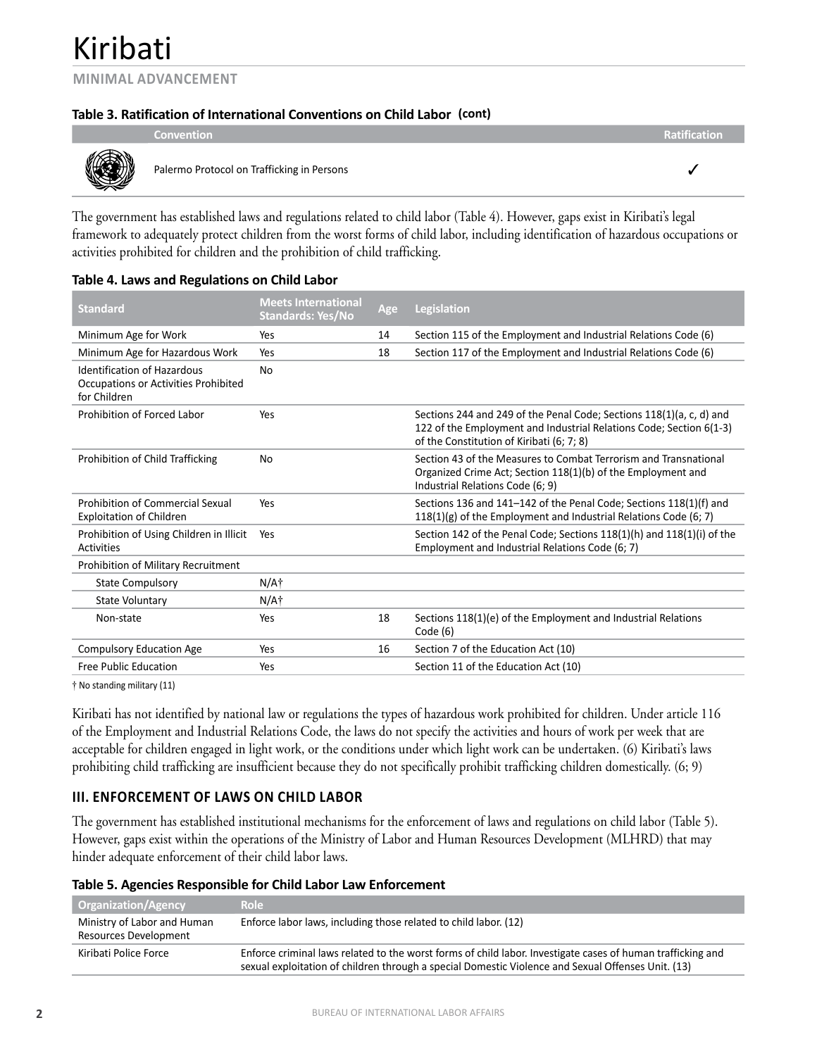# Kiribati

**MINIMAL ADVANCEMENT**

**Table 3. Ratification of International Conventions on Child Labor (cont)**

| Convention | Ratification |
|---|---|
| Palermo Protocol on Trafficking in Persons | ✓ |

The government has established laws and regulations related to child labor (Table 4). However, gaps exist in Kiribati's legal framework to adequately protect children from the worst forms of child labor, including identification of hazardous occupations or activities prohibited for children and the prohibition of child trafficking.

**Table 4. Laws and Regulations on Child Labor**

| Standard | Meets International Standards: Yes/No | Age | Legislation |
|---|---|---|---|
| Minimum Age for Work | Yes | 14 | Section 115 of the Employment and Industrial Relations Code (6) |
| Minimum Age for Hazardous Work | Yes | 18 | Section 117 of the Employment and Industrial Relations Code (6) |
| Identification of Hazardous Occupations or Activities Prohibited for Children | No | | |
| Prohibition of Forced Labor | Yes | | Sections 244 and 249 of the Penal Code; Sections 118(1)(a, c, d) and 122 of the Employment and Industrial Relations Code; Section 6(1-3) of the Constitution of Kiribati (6; 7; 8) |
| Prohibition of Child Trafficking | No | | Section 43 of the Measures to Combat Terrorism and Transnational Organized Crime Act; Section 118(1)(b) of the Employment and Industrial Relations Code (6; 9) |
| Prohibition of Commercial Sexual Exploitation of Children | Yes | | Sections 136 and 141–142 of the Penal Code; Sections 118(1)(f) and 118(1)(g) of the Employment and Industrial Relations Code (6; 7) |
| Prohibition of Using Children in Illicit Activities | Yes | | Section 142 of the Penal Code; Sections 118(1)(h) and 118(1)(i) of the Employment and Industrial Relations Code (6; 7) |
| Prohibition of Military Recruitment | | | |
| State Compulsory | N/A† | | |
| State Voluntary | N/A† | | |
| Non-state | Yes | 18 | Sections 118(1)(e) of the Employment and Industrial Relations Code (6) |
| Compulsory Education Age | Yes | 16 | Section 7 of the Education Act (10) |
| Free Public Education | Yes | | Section 11 of the Education Act (10) |

† No standing military (11)

Kiribati has not identified by national law or regulations the types of hazardous work prohibited for children. Under article 116 of the Employment and Industrial Relations Code, the laws do not specify the activities and hours of work per week that are acceptable for children engaged in light work, or the conditions under which light work can be undertaken. (6) Kiribati's laws prohibiting child trafficking are insufficient because they do not specifically prohibit trafficking children domestically. (6; 9)

## III. ENFORCEMENT OF LAWS ON CHILD LABOR

The government has established institutional mechanisms for the enforcement of laws and regulations on child labor (Table 5). However, gaps exist within the operations of the Ministry of Labor and Human Resources Development (MLHRD) that may hinder adequate enforcement of their child labor laws.

**Table 5. Agencies Responsible for Child Labor Law Enforcement**

| Organization/Agency | Role |
|---|---|
| Ministry of Labor and Human Resources Development | Enforce labor laws, including those related to child labor. (12) |
| Kiribati Police Force | Enforce criminal laws related to the worst forms of child labor. Investigate cases of human trafficking and sexual exploitation of children through a special Domestic Violence and Sexual Offenses Unit. (13) |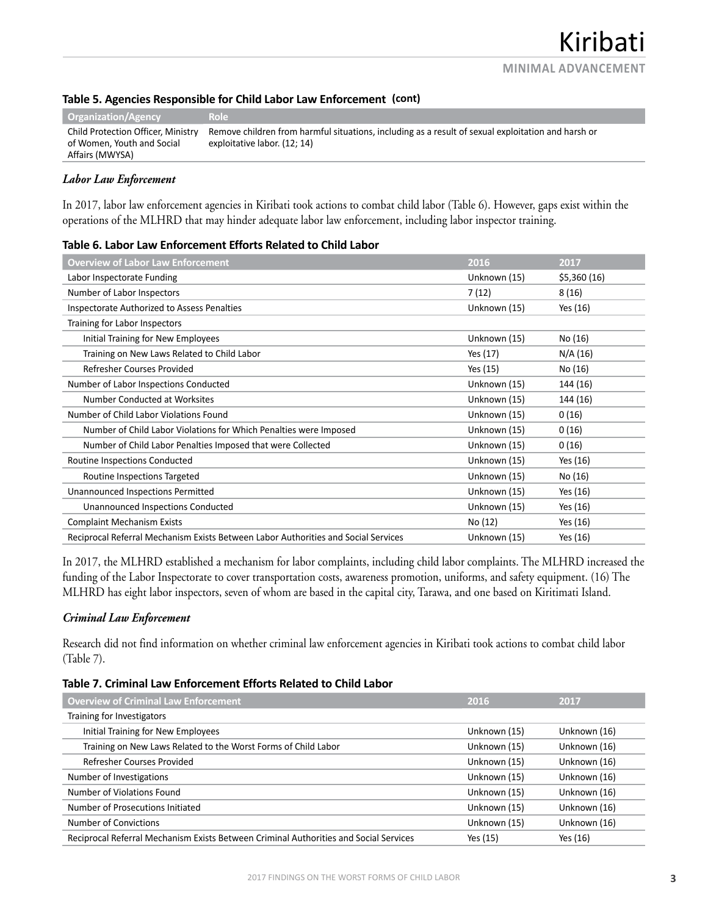### Table 5. Agencies Responsible for Child Labor Law Enforcement (cont)

| Organization/Agency | Role |
|---|---|
| Child Protection Officer, Ministry of Women, Youth and Social Affairs (MWYSA) | Remove children from harmful situations, including as a result of sexual exploitation and harsh or exploitative labor. (12; 14) |

#### *Labor Law Enforcement*

In 2017, labor law enforcement agencies in Kiribati took actions to combat child labor (Table 6). However, gaps exist within the operations of the MLHRD that may hinder adequate labor law enforcement, including labor inspector training.

### Table 6. Labor Law Enforcement Efforts Related to Child Labor

| Overview of Labor Law Enforcement | 2016 | 2017 |
|---|---|---|
| Labor Inspectorate Funding | Unknown (15) | $5,360 (16) |
| Number of Labor Inspectors | 7 (12) | 8 (16) |
| Inspectorate Authorized to Assess Penalties | Unknown (15) | Yes (16) |
| Training for Labor Inspectors | | |
| Initial Training for New Employees | Unknown (15) | No (16) |
| Training on New Laws Related to Child Labor | Yes (17) | N/A (16) |
| Refresher Courses Provided | Yes (15) | No (16) |
| Number of Labor Inspections Conducted | Unknown (15) | 144 (16) |
| Number Conducted at Worksites | Unknown (15) | 144 (16) |
| Number of Child Labor Violations Found | Unknown (15) | 0 (16) |
| Number of Child Labor Violations for Which Penalties were Imposed | Unknown (15) | 0 (16) |
| Number of Child Labor Penalties Imposed that were Collected | Unknown (15) | 0 (16) |
| Routine Inspections Conducted | Unknown (15) | Yes (16) |
| Routine Inspections Targeted | Unknown (15) | No (16) |
| Unannounced Inspections Permitted | Unknown (15) | Yes (16) |
| Unannounced Inspections Conducted | Unknown (15) | Yes (16) |
| Complaint Mechanism Exists | No (12) | Yes (16) |
| Reciprocal Referral Mechanism Exists Between Labor Authorities and Social Services | Unknown (15) | Yes (16) |

In 2017, the MLHRD established a mechanism for labor complaints, including child labor complaints. The MLHRD increased the funding of the Labor Inspectorate to cover transportation costs, awareness promotion, uniforms, and safety equipment. (16) The MLHRD has eight labor inspectors, seven of whom are based in the capital city, Tarawa, and one based on Kiritimati Island.

#### *Criminal Law Enforcement*

Research did not find information on whether criminal law enforcement agencies in Kiribati took actions to combat child labor (Table 7).

### Table 7. Criminal Law Enforcement Efforts Related to Child Labor

| Overview of Criminal Law Enforcement | 2016 | 2017 |
|---|---|---|
| Training for Investigators | | |
| Initial Training for New Employees | Unknown (15) | Unknown (16) |
| Training on New Laws Related to the Worst Forms of Child Labor | Unknown (15) | Unknown (16) |
| Refresher Courses Provided | Unknown (15) | Unknown (16) |
| Number of Investigations | Unknown (15) | Unknown (16) |
| Number of Violations Found | Unknown (15) | Unknown (16) |
| Number of Prosecutions Initiated | Unknown (15) | Unknown (16) |
| Number of Convictions | Unknown (15) | Unknown (16) |
| Reciprocal Referral Mechanism Exists Between Criminal Authorities and Social Services | Yes (15) | Yes (16) |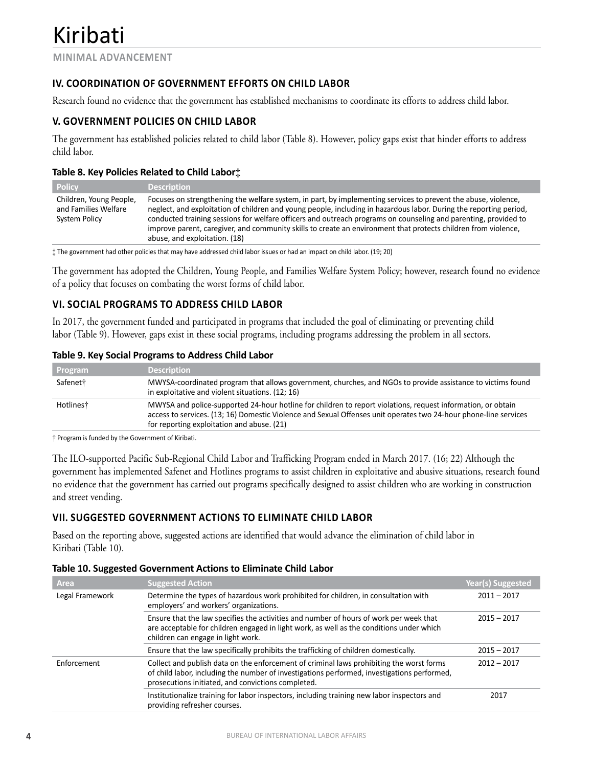# Kiribati

**MINIMAL ADVANCEMENT**

## IV. COORDINATION OF GOVERNMENT EFFORTS ON CHILD LABOR

Research found no evidence that the government has established mechanisms to coordinate its efforts to address child labor.

## V. GOVERNMENT POLICIES ON CHILD LABOR

The government has established policies related to child labor (Table 8). However, policy gaps exist that hinder efforts to address child labor.

**Table 8. Key Policies Related to Child Labor‡**

| Policy | Description |
|---|---|
| Children, Young People, and Families Welfare System Policy | Focuses on strengthening the welfare system, in part, by implementing services to prevent the abuse, violence, neglect, and exploitation of children and young people, including in hazardous labor. During the reporting period, conducted training sessions for welfare officers and outreach programs on counseling and parenting, provided to improve parent, caregiver, and community skills to create an environment that protects children from violence, abuse, and exploitation. (18) |

‡ The government had other policies that may have addressed child labor issues or had an impact on child labor. (19; 20)

The government has adopted the Children, Young People, and Families Welfare System Policy; however, research found no evidence of a policy that focuses on combating the worst forms of child labor.

## VI. SOCIAL PROGRAMS TO ADDRESS CHILD LABOR

In 2017, the government funded and participated in programs that included the goal of eliminating or preventing child labor (Table 9). However, gaps exist in these social programs, including programs addressing the problem in all sectors.

**Table 9. Key Social Programs to Address Child Labor**

| Program | Description |
|---|---|
| Safenet† | MWYSA-coordinated program that allows government, churches, and NGOs to provide assistance to victims found in exploitative and violent situations. (12; 16) |
| Hotlines† | MWYSA and police-supported 24-hour hotline for children to report violations, request information, or obtain access to services. (13; 16) Domestic Violence and Sexual Offenses unit operates two 24-hour phone-line services for reporting exploitation and abuse. (21) |

† Program is funded by the Government of Kiribati.

The ILO-supported Pacific Sub-Regional Child Labor and Trafficking Program ended in March 2017. (16; 22) Although the government has implemented Safenet and Hotlines programs to assist children in exploitative and abusive situations, research found no evidence that the government has carried out programs specifically designed to assist children who are working in construction and street vending.

## VII. SUGGESTED GOVERNMENT ACTIONS TO ELIMINATE CHILD LABOR

Based on the reporting above, suggested actions are identified that would advance the elimination of child labor in Kiribati (Table 10).

**Table 10. Suggested Government Actions to Eliminate Child Labor**

| Area | Suggested Action | Year(s) Suggested |
|---|---|---|
| Legal Framework | Determine the types of hazardous work prohibited for children, in consultation with employers' and workers' organizations. | 2011 – 2017 |
| | Ensure that the law specifies the activities and number of hours of work per week that are acceptable for children engaged in light work, as well as the conditions under which children can engage in light work. | 2015 – 2017 |
| | Ensure that the law specifically prohibits the trafficking of children domestically. | 2015 – 2017 |
| Enforcement | Collect and publish data on the enforcement of criminal laws prohibiting the worst forms of child labor, including the number of investigations performed, investigations performed, prosecutions initiated, and convictions completed. | 2012 – 2017 |
| | Institutionalize training for labor inspectors, including training new labor inspectors and providing refresher courses. | 2017 |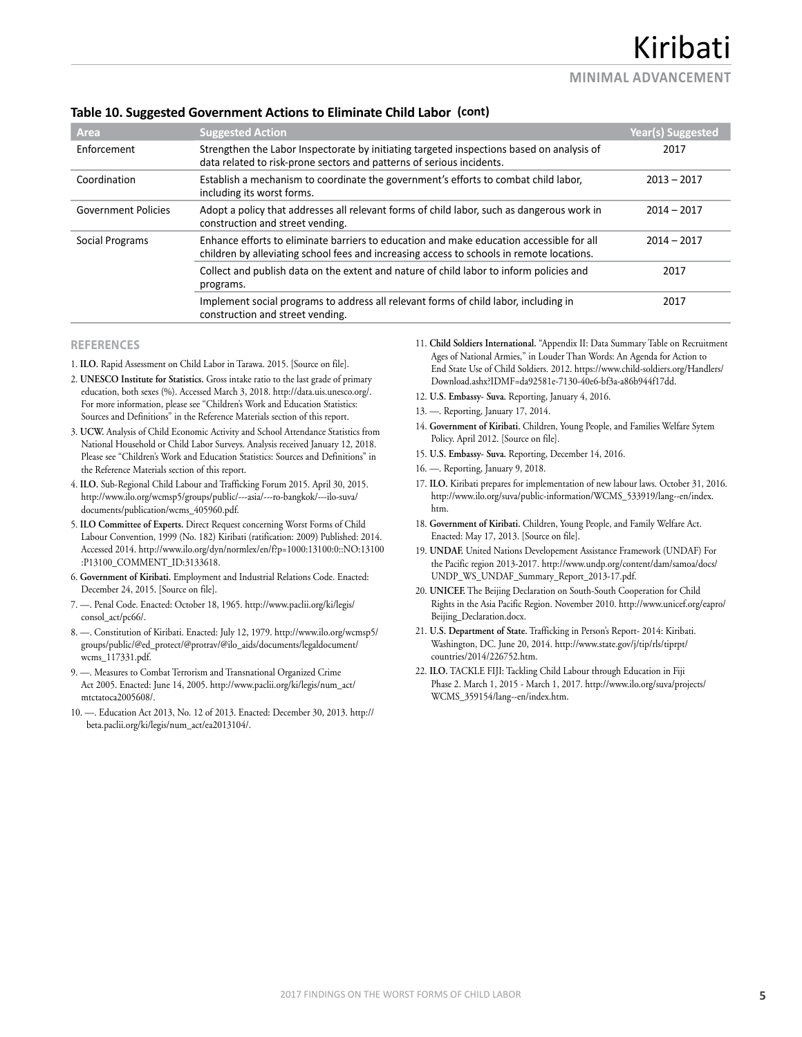## Table 10. Suggested Government Actions to Eliminate Child Labor (cont)

| Area | Suggested Action | Year(s) Suggested |
|---|---|---|
| Enforcement | Strengthen the Labor Inspectorate by initiating targeted inspections based on analysis of data related to risk-prone sectors and patterns of serious incidents. | 2017 |
| Coordination | Establish a mechanism to coordinate the government's efforts to combat child labor, including its worst forms. | 2013 – 2017 |
| Government Policies | Adopt a policy that addresses all relevant forms of child labor, such as dangerous work in construction and street vending. | 2014 – 2017 |
| Social Programs | Enhance efforts to eliminate barriers to education and make education accessible for all children by alleviating school fees and increasing access to schools in remote locations. | 2014 – 2017 |
| | Collect and publish data on the extent and nature of child labor to inform policies and programs. | 2017 |
| | Implement social programs to address all relevant forms of child labor, including in construction and street vending. | 2017 |

## REFERENCES

1. **ILO.** Rapid Assessment on Child Labor in Tarawa. 2015. [Source on file].
2. **UNESCO Institute for Statistics.** Gross intake ratio to the last grade of primary education, both sexes (%). Accessed March 3, 2018. http://data.uis.unesco.org/. For more information, please see "Children's Work and Education Statistics: Sources and Definitions" in the Reference Materials section of this report.
3. **UCW.** Analysis of Child Economic Activity and School Attendance Statistics from National Household or Child Labor Surveys. Analysis received January 12, 2018. Please see "Children's Work and Education Statistics: Sources and Definitions" in the Reference Materials section of this report.
4. **ILO.** Sub-Regional Child Labour and Trafficking Forum 2015. April 30, 2015. http://www.ilo.org/wcmsp5/groups/public/---asia/---ro-bangkok/---ilo-suva/documents/publication/wcms_405960.pdf.
5. **ILO Committee of Experts.** Direct Request concerning Worst Forms of Child Labour Convention, 1999 (No. 182) Kiribati (ratification: 2009) Published: 2014. Accessed 2014. http://www.ilo.org/dyn/normlex/en/f?p=1000:13100:0::NO:13100:P13100_COMMENT_ID:3133618.
6. **Government of Kiribati.** Employment and Industrial Relations Code. Enacted: December 24, 2015. [Source on file].
7. —. Penal Code. Enacted: October 18, 1965. http://www.paclii.org/ki/legis/consol_act/pc66/.
8. —. Constitution of Kiribati. Enacted: July 12, 1979. http://www.ilo.org/wcmsp5/groups/public/@ed_protect/@protrav/@ilo_aids/documents/legaldocument/wcms_117331.pdf.
9. —. Measures to Combat Terrorism and Transnational Organized Crime Act 2005. Enacted: June 14, 2005. http://www.paclii.org/ki/legis/num_act/mtctatoca2005608/.
10. —. Education Act 2013, No. 12 of 2013. Enacted: December 30, 2013. http://beta.paclii.org/ki/legis/num_act/ea2013104/.
11. **Child Soldiers International.** "Appendix II: Data Summary Table on Recruitment Ages of National Armies," in Louder Than Words: An Agenda for Action to End State Use of Child Soldiers. 2012. https://www.child-soldiers.org/Handlers/Download.ashx?IDMF=da92581e-7130-40e6-bf3a-a86b944f17dd.
12. **U.S. Embassy- Suva.** Reporting, January 4, 2016.
13. —. Reporting, January 17, 2014.
14. **Government of Kiribati.** Children, Young People, and Families Welfare Sytem Policy. April 2012. [Source on file].
15. **U.S. Embassy- Suva.** Reporting, December 14, 2016.
16. —. Reporting, January 9, 2018.
17. **ILO.** Kiribati prepares for implementation of new labour laws. October 31, 2016. http://www.ilo.org/suva/public-information/WCMS_533919/lang--en/index.htm.
18. **Government of Kiribati.** Children, Young People, and Family Welfare Act. Enacted: May 17, 2013. [Source on file].
19. **UNDAF.** United Nations Developement Assistance Framework (UNDAF) For the Pacific region 2013-2017. http://www.undp.org/content/dam/samoa/docs/UNDP_WS_UNDAF_Summary_Report_2013-17.pdf.
20. **UNICEF.** The Beijing Declaration on South-South Cooperation for Child Rights in the Asia Pacific Region. November 2010. http://www.unicef.org/eapro/Beijing_Declaration.docx.
21. **U.S. Department of State.** Trafficking in Person's Report- 2014: Kiribati. Washington, DC. June 20, 2014. http://www.state.gov/j/tip/rls/tiprpt/countries/2014/226752.htm.
22. **ILO.** TACKLE FIJI: Tackling Child Labour through Education in Fiji Phase 2. March 1, 2015 - March 1, 2017. http://www.ilo.org/suva/projects/WCMS_359154/lang--en/index.htm.